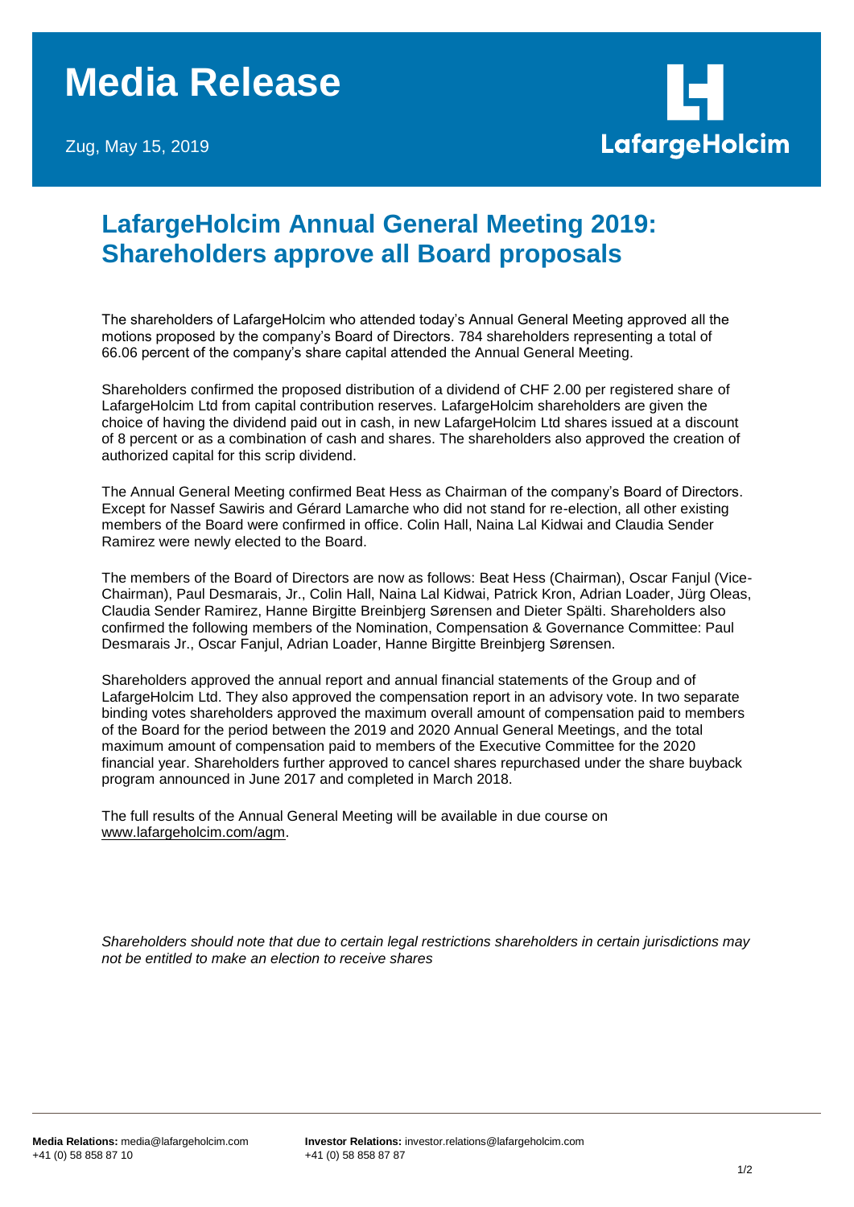# Media Release

Zug, May 15, 2019

LafargeHolcim

## LafargeHolcim Annual General Meeting 2019: Shareholders approve all Board proposals

The shareholders of LafargeHolcim who attended today's Annual General Meeting approved all the motions proposed by the company's Board of Directors. 784 shareholders representing a total of 66.06 percent of the company's share capital attended the Annual General Meeting.

Shareholders confirmed the proposed distribution of a dividend of CHF 2.00 per registered share of LafargeHolcim Ltd from capital contribution reserves. LafargeHolcim shareholders are given the choice of having the dividend paid out in cash, in new LafargeHolcim Ltd shares issued at a discount of 8 percent or as a combination of cash and shares. The shareholders also approved the creation of authorized capital for this scrip dividend.

The Annual General Meeting confirmed Beat Hess as Chairman of the company's Board of Directors. Except for Nassef Sawiris and Gérard Lamarche who did not stand for re-election, all other existing members of the Board were confirmed in office. Colin Hall, Naina Lal Kidwai and Claudia Sender Ramirez were newly elected to the Board.

The members of the Board of Directors are now as follows: Beat Hess (Chairman), Oscar Fanjul (Vice-Chairman), Paul Desmarais, Jr., Colin Hall, Naina Lal Kidwai, Patrick Kron, Adrian Loader, Jürg Oleas, Claudia Sender Ramirez, Hanne Birgitte Breinbjerg Sørensen and Dieter Spälti. Shareholders also confirmed the following members of the Nomination, Compensation & Governance Committee: Paul Desmarais Jr., Oscar Fanjul, Adrian Loader, Hanne Birgitte Breinbjerg Sørensen.

Shareholders approved the annual report and annual financial statements of the Group and of LafargeHolcim Ltd. They also approved the compensation report in an advisory vote. In two separate binding votes shareholders approved the maximum overall amount of compensation paid to members of the Board for the period between the 2019 and 2020 Annual General Meetings, and the total maximum amount of compensation paid to members of the Executive Committee for the 2020 financial year. Shareholders further approved to cancel shares repurchased under the share buyback program announced in June 2017 and completed in March 2018.

The full results of the Annual General Meeting will be available in due course on www.lafargeholcim.com/agm.

*Shareholders should note that due to certain legal restrictions shareholders in certain jurisdictions may not be entitled to make an election to receive shares*

**Media Relations:** media@lafargeholcim.com
+41 (0) 58 858 87 10

**Investor Relations:** investor.relations@lafargeholcim.com
+41 (0) 58 858 87 87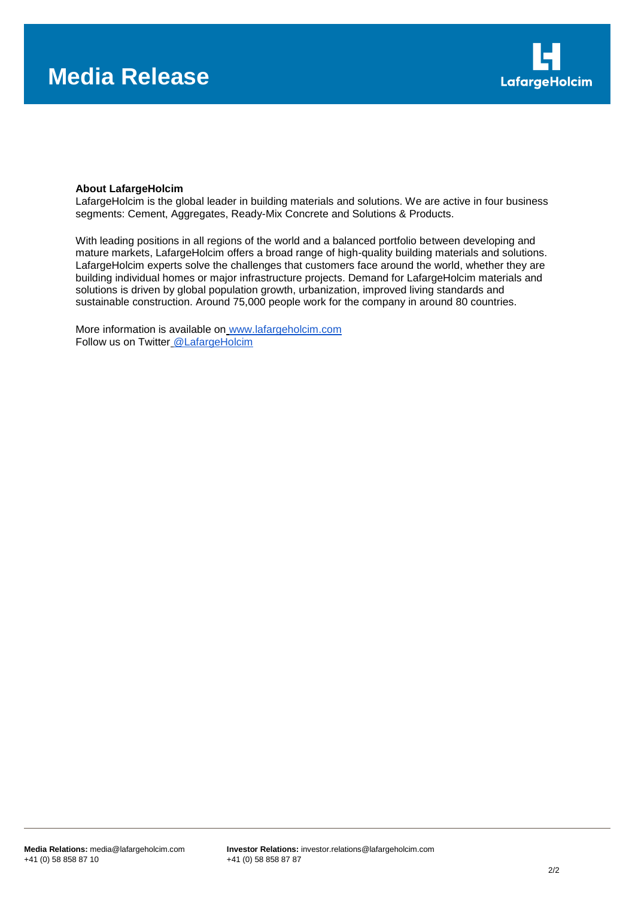### About LafargeHolcim

LafargeHolcim is the global leader in building materials and solutions. We are active in four business segments: Cement, Aggregates, Ready-Mix Concrete and Solutions & Products.

With leading positions in all regions of the world and a balanced portfolio between developing and mature markets, LafargeHolcim offers a broad range of high-quality building materials and solutions. LafargeHolcim experts solve the challenges that customers face around the world, whether they are building individual homes or major infrastructure projects. Demand for LafargeHolcim materials and solutions is driven by global population growth, urbanization, improved living standards and sustainable construction. Around 75,000 people work for the company in around 80 countries.

More information is available on [www.lafargeholcim.com](http://www.lafargeholcim.com)
Follow us on Twitter [@LafargeHolcim](https://twitter.com/LafargeHolcim)

**Media Relations:** media@lafargeholcim.com
+41 (0) 58 858 87 10

**Investor Relations:** investor.relations@lafargeholcim.com
+41 (0) 58 858 87 87